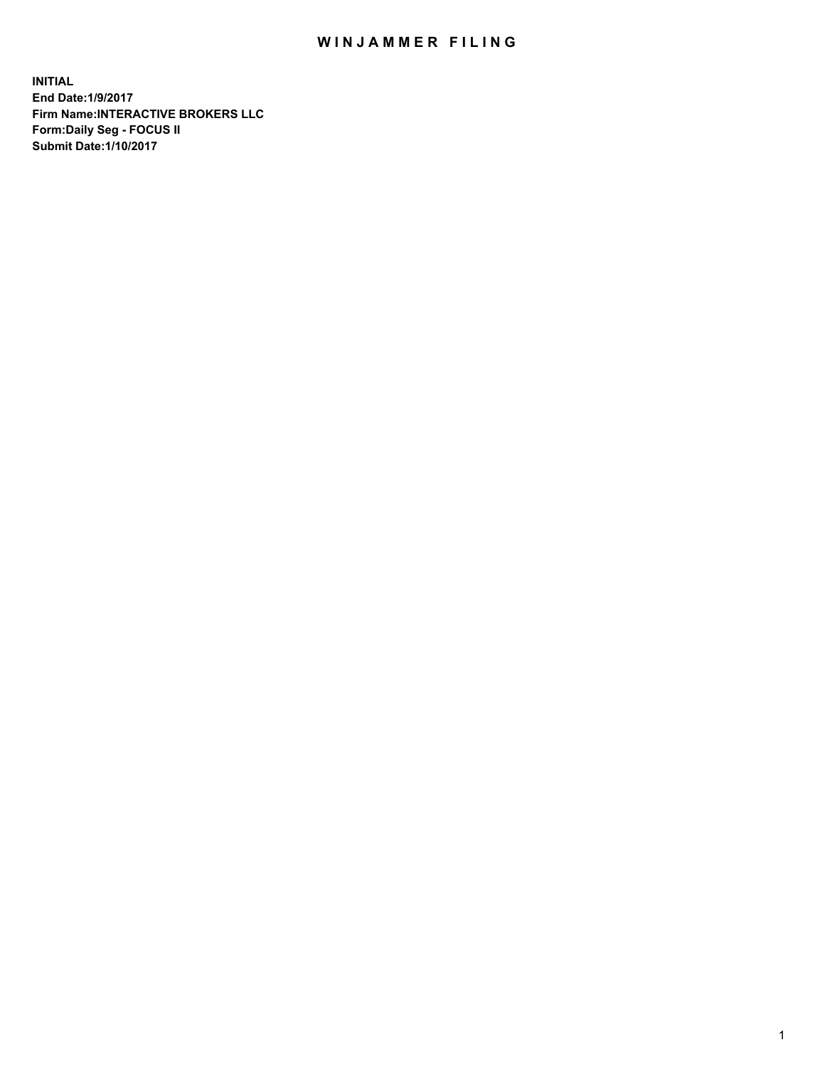# WINJAMMER FILING

**INITIAL**
**End Date:1/9/2017**
**Firm Name:INTERACTIVE BROKERS LLC**
**Form:Daily Seg - FOCUS II**
**Submit Date:1/10/2017**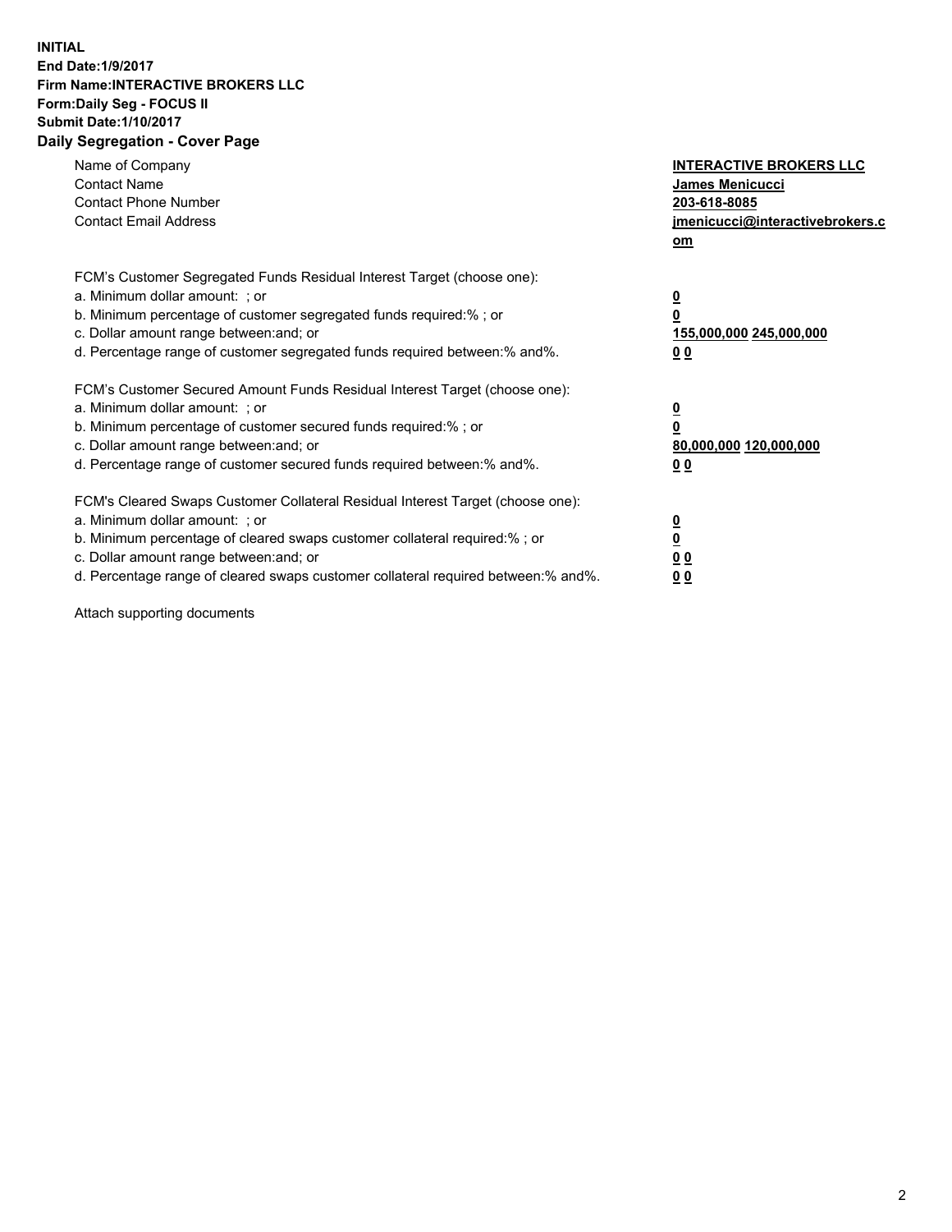**INITIAL**
**End Date:1/9/2017**
**Firm Name:INTERACTIVE BROKERS LLC**
**Form:Daily Seg - FOCUS II**
**Submit Date:1/10/2017**

## Daily Segregation - Cover Page

| | |
|---|---|
| Name of Company | **INTERACTIVE BROKERS LLC** |
| Contact Name | **James Menicucci** |
| Contact Phone Number | **203-618-8085** |
| Contact Email Address | **jmenicucci@interactivebrokers.com** |

| | |
|---|---|
| FCM's Customer Segregated Funds Residual Interest Target (choose one): | |
| a. Minimum dollar amount: ; or | **0** |
| b. Minimum percentage of customer segregated funds required:% ; or | **0** |
| c. Dollar amount range between:and; or | **155,000,000 245,000,000** |
| d. Percentage range of customer segregated funds required between:% and%. | **0 0** |

| | |
|---|---|
| FCM's Customer Secured Amount Funds Residual Interest Target (choose one): | |
| a. Minimum dollar amount: ; or | **0** |
| b. Minimum percentage of customer secured funds required:% ; or | **0** |
| c. Dollar amount range between:and; or | **80,000,000 120,000,000** |
| d. Percentage range of customer secured funds required between:% and%. | **0 0** |

| | |
|---|---|
| FCM's Cleared Swaps Customer Collateral Residual Interest Target (choose one): | |
| a. Minimum dollar amount: ; or | **0** |
| b. Minimum percentage of cleared swaps customer collateral required:% ; or | **0** |
| c. Dollar amount range between:and; or | **0 0** |
| d. Percentage range of cleared swaps customer collateral required between:% and%. | **0 0** |

Attach supporting documents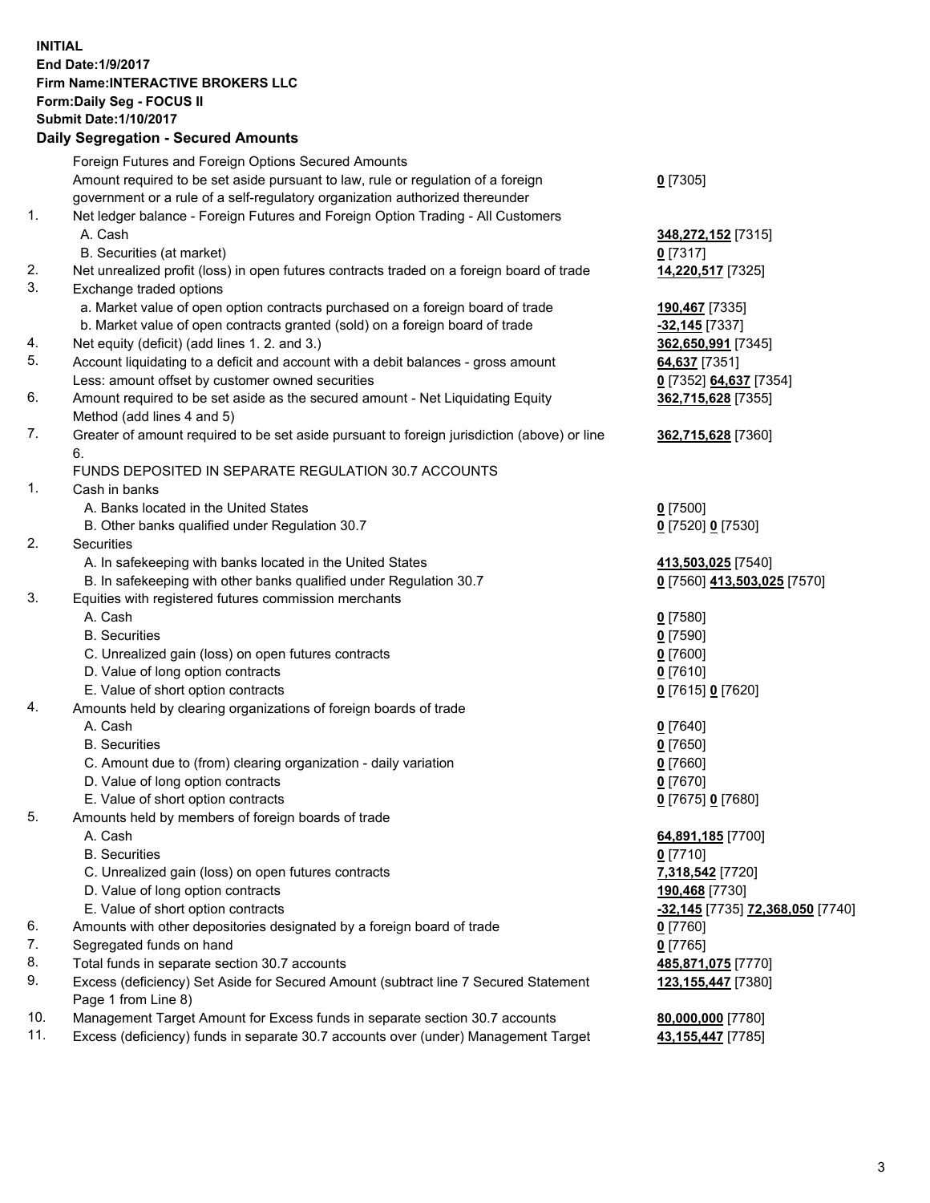**INITIAL**
**End Date:1/9/2017**
**Firm Name:INTERACTIVE BROKERS LLC**
**Form:Daily Seg - FOCUS II**
**Submit Date:1/10/2017**

**Daily Segregation - Secured Amounts**

| | | |
|---|---|---|
| | Foreign Futures and Foreign Options Secured Amounts | |
| | Amount required to be set aside pursuant to law, rule or regulation of a foreign government or a rule of a self-regulatory organization authorized thereunder | **0** [7305] |
| 1. | Net ledger balance - Foreign Futures and Foreign Option Trading - All Customers | |
| | A. Cash | **348,272,152** [7315] |
| | B. Securities (at market) | **0** [7317] |
| 2. | Net unrealized profit (loss) in open futures contracts traded on a foreign board of trade | **14,220,517** [7325] |
| 3. | Exchange traded options | |
| | a. Market value of open option contracts purchased on a foreign board of trade | **190,467** [7335] |
| | b. Market value of open contracts granted (sold) on a foreign board of trade | **-32,145** [7337] |
| 4. | Net equity (deficit) (add lines 1. 2. and 3.) | **362,650,991** [7345] |
| 5. | Account liquidating to a deficit and account with a debit balances - gross amount | **64,637** [7351] |
| | Less: amount offset by customer owned securities | **0** [7352] **64,637** [7354] |
| 6. | Amount required to be set aside as the secured amount - Net Liquidating Equity Method (add lines 4 and 5) | **362,715,628** [7355] |
| 7. | Greater of amount required to be set aside pursuant to foreign jurisdiction (above) or line 6. | **362,715,628** [7360] |
| | FUNDS DEPOSITED IN SEPARATE REGULATION 30.7 ACCOUNTS | |
| 1. | Cash in banks | |
| | A. Banks located in the United States | **0** [7500] |
| | B. Other banks qualified under Regulation 30.7 | **0** [7520] **0** [7530] |
| 2. | Securities | |
| | A. In safekeeping with banks located in the United States | **413,503,025** [7540] |
| | B. In safekeeping with other banks qualified under Regulation 30.7 | **0** [7560] **413,503,025** [7570] |
| 3. | Equities with registered futures commission merchants | |
| | A. Cash | **0** [7580] |
| | B. Securities | **0** [7590] |
| | C. Unrealized gain (loss) on open futures contracts | **0** [7600] |
| | D. Value of long option contracts | **0** [7610] |
| | E. Value of short option contracts | **0** [7615] **0** [7620] |
| 4. | Amounts held by clearing organizations of foreign boards of trade | |
| | A. Cash | **0** [7640] |
| | B. Securities | **0** [7650] |
| | C. Amount due to (from) clearing organization - daily variation | **0** [7660] |
| | D. Value of long option contracts | **0** [7670] |
| | E. Value of short option contracts | **0** [7675] **0** [7680] |
| 5. | Amounts held by members of foreign boards of trade | |
| | A. Cash | **64,891,185** [7700] |
| | B. Securities | **0** [7710] |
| | C. Unrealized gain (loss) on open futures contracts | **7,318,542** [7720] |
| | D. Value of long option contracts | **190,468** [7730] |
| | E. Value of short option contracts | **-32,145** [7735] **72,368,050** [7740] |
| 6. | Amounts with other depositories designated by a foreign board of trade | **0** [7760] |
| 7. | Segregated funds on hand | **0** [7765] |
| 8. | Total funds in separate section 30.7 accounts | **485,871,075** [7770] |
| 9. | Excess (deficiency) Set Aside for Secured Amount (subtract line 7 Secured Statement Page 1 from Line 8) | **123,155,447** [7380] |
| 10. | Management Target Amount for Excess funds in separate section 30.7 accounts | **80,000,000** [7780] |
| 11. | Excess (deficiency) funds in separate 30.7 accounts over (under) Management Target | **43,155,447** [7785] |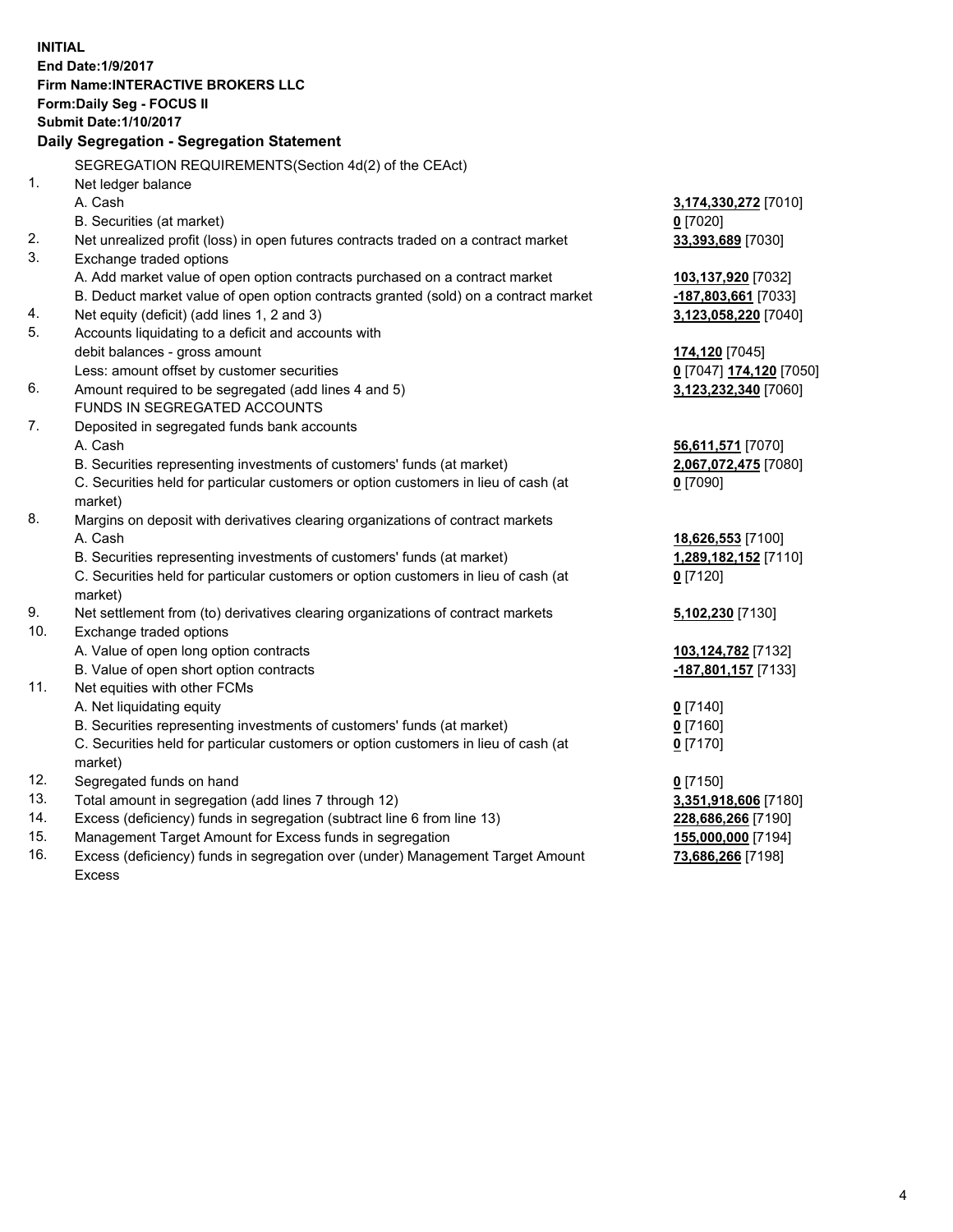**INITIAL**
**End Date:1/9/2017**
**Firm Name:INTERACTIVE BROKERS LLC**
**Form:Daily Seg - FOCUS II**
**Submit Date:1/10/2017**

**Daily Segregation - Segregation Statement**

| | | |
|---|---|---|
| | SEGREGATION REQUIREMENTS(Section 4d(2) of the CEAct) | |
| 1. | Net ledger balance | |
| | A. Cash | **3,174,330,272** [7010] |
| | B. Securities (at market) | **0** [7020] |
| 2. | Net unrealized profit (loss) in open futures contracts traded on a contract market | **33,393,689** [7030] |
| 3. | Exchange traded options | |
| | A. Add market value of open option contracts purchased on a contract market | **103,137,920** [7032] |
| | B. Deduct market value of open option contracts granted (sold) on a contract market | **-187,803,661** [7033] |
| 4. | Net equity (deficit) (add lines 1, 2 and 3) | **3,123,058,220** [7040] |
| 5. | Accounts liquidating to a deficit and accounts with | |
| | debit balances - gross amount | **174,120** [7045] |
| | Less: amount offset by customer securities | **0** [7047] **174,120** [7050] |
| 6. | Amount required to be segregated (add lines 4 and 5) | **3,123,232,340** [7060] |
| | FUNDS IN SEGREGATED ACCOUNTS | |
| 7. | Deposited in segregated funds bank accounts | |
| | A. Cash | **56,611,571** [7070] |
| | B. Securities representing investments of customers' funds (at market) | **2,067,072,475** [7080] |
| | C. Securities held for particular customers or option customers in lieu of cash (at market) | **0** [7090] |
| 8. | Margins on deposit with derivatives clearing organizations of contract markets | |
| | A. Cash | **18,626,553** [7100] |
| | B. Securities representing investments of customers' funds (at market) | **1,289,182,152** [7110] |
| | C. Securities held for particular customers or option customers in lieu of cash (at market) | **0** [7120] |
| 9. | Net settlement from (to) derivatives clearing organizations of contract markets | **5,102,230** [7130] |
| 10. | Exchange traded options | |
| | A. Value of open long option contracts | **103,124,782** [7132] |
| | B. Value of open short option contracts | **-187,801,157** [7133] |
| 11. | Net equities with other FCMs | |
| | A. Net liquidating equity | **0** [7140] |
| | B. Securities representing investments of customers' funds (at market) | **0** [7160] |
| | C. Securities held for particular customers or option customers in lieu of cash (at market) | **0** [7170] |
| 12. | Segregated funds on hand | **0** [7150] |
| 13. | Total amount in segregation (add lines 7 through 12) | **3,351,918,606** [7180] |
| 14. | Excess (deficiency) funds in segregation (subtract line 6 from line 13) | **228,686,266** [7190] |
| 15. | Management Target Amount for Excess funds in segregation | **155,000,000** [7194] |
| 16. | Excess (deficiency) funds in segregation over (under) Management Target Amount Excess | **73,686,266** [7198] |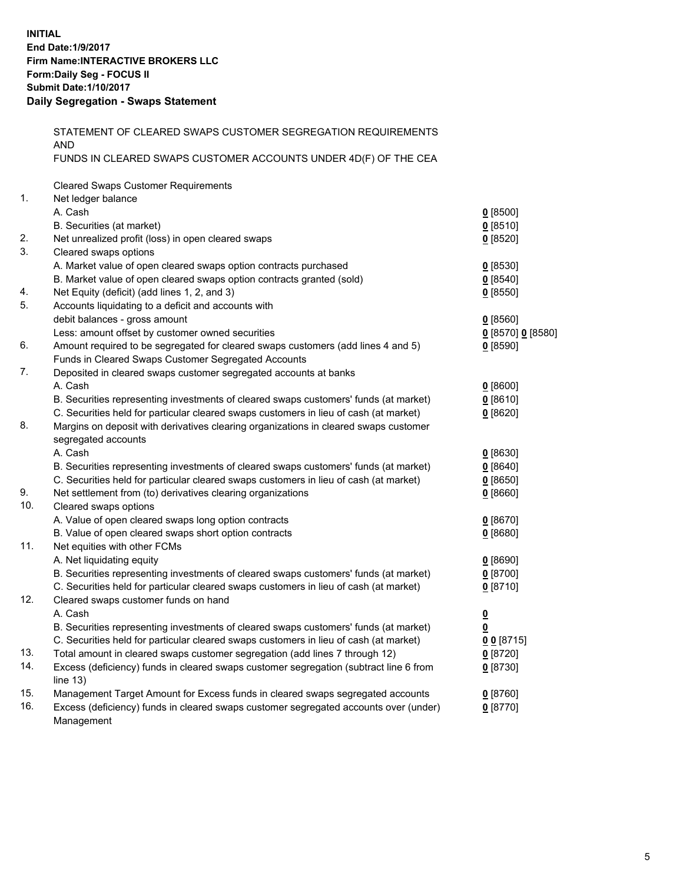**INITIAL**
**End Date:1/9/2017**
**Firm Name:INTERACTIVE BROKERS LLC**
**Form:Daily Seg - FOCUS II**
**Submit Date:1/10/2017**
**Daily Segregation - Swaps Statement**

STATEMENT OF CLEARED SWAPS CUSTOMER SEGREGATION REQUIREMENTS AND FUNDS IN CLEARED SWAPS CUSTOMER ACCOUNTS UNDER 4D(F) OF THE CEA

| | | |
|---|---|---|
| | Cleared Swaps Customer Requirements | |
| 1. | Net ledger balance | |
| | A. Cash | 0 [8500] |
| | B. Securities (at market) | 0 [8510] |
| 2. | Net unrealized profit (loss) in open cleared swaps | 0 [8520] |
| 3. | Cleared swaps options | |
| | A. Market value of open cleared swaps option contracts purchased | 0 [8530] |
| | B. Market value of open cleared swaps option contracts granted (sold) | 0 [8540] |
| 4. | Net Equity (deficit) (add lines 1, 2, and 3) | 0 [8550] |
| 5. | Accounts liquidating to a deficit and accounts with debit balances - gross amount | 0 [8560] |
| | Less: amount offset by customer owned securities | 0 [8570] 0 [8580] |
| 6. | Amount required to be segregated for cleared swaps customers (add lines 4 and 5) | 0 [8590] |
| | Funds in Cleared Swaps Customer Segregated Accounts | |
| 7. | Deposited in cleared swaps customer segregated accounts at banks | |
| | A. Cash | 0 [8600] |
| | B. Securities representing investments of cleared swaps customers' funds (at market) | 0 [8610] |
| | C. Securities held for particular cleared swaps customers in lieu of cash (at market) | 0 [8620] |
| 8. | Margins on deposit with derivatives clearing organizations in cleared swaps customer segregated accounts | |
| | A. Cash | 0 [8630] |
| | B. Securities representing investments of cleared swaps customers' funds (at market) | 0 [8640] |
| | C. Securities held for particular cleared swaps customers in lieu of cash (at market) | 0 [8650] |
| 9. | Net settlement from (to) derivatives clearing organizations | 0 [8660] |
| 10. | Cleared swaps options | |
| | A. Value of open cleared swaps long option contracts | 0 [8670] |
| | B. Value of open cleared swaps short option contracts | 0 [8680] |
| 11. | Net equities with other FCMs | |
| | A. Net liquidating equity | 0 [8690] |
| | B. Securities representing investments of cleared swaps customers' funds (at market) | 0 [8700] |
| | C. Securities held for particular cleared swaps customers in lieu of cash (at market) | 0 [8710] |
| 12. | Cleared swaps customer funds on hand | |
| | A. Cash | 0 |
| | B. Securities representing investments of cleared swaps customers' funds (at market) | 0 |
| | C. Securities held for particular cleared swaps customers in lieu of cash (at market) | 0 0 [8715] |
| 13. | Total amount in cleared swaps customer segregation (add lines 7 through 12) | 0 [8720] |
| 14. | Excess (deficiency) funds in cleared swaps customer segregation (subtract line 6 from line 13) | 0 [8730] |
| 15. | Management Target Amount for Excess funds in cleared swaps segregated accounts | 0 [8760] |
| 16. | Excess (deficiency) funds in cleared swaps customer segregated accounts over (under) Management | 0 [8770] |